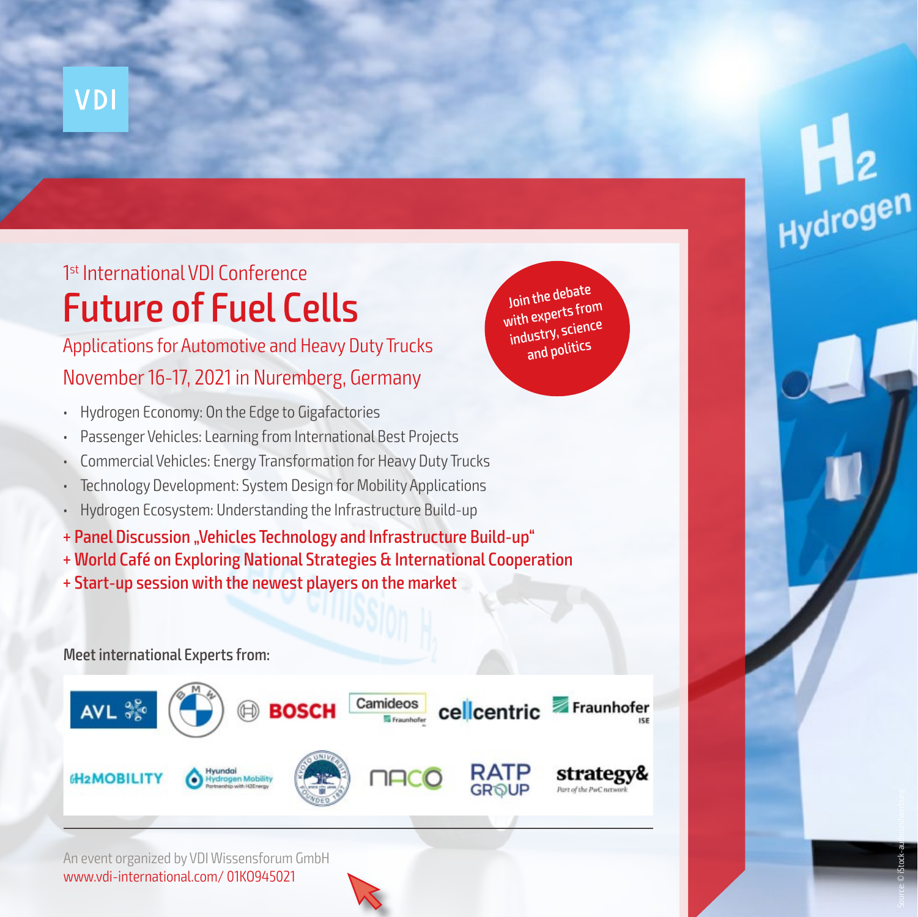VDI

1st International VDI Conference

# Future of Fuel Cells

## Applications for Automotive and Heavy Duty Trucks

## November 16-17, 2021 in Nuremberg, Germany

Join the debate with experts from industry, science and politics

- Hydrogen Economy: On the Edge to Gigafactories
- Passenger Vehicles: Learning from International Best Projects
- Commercial Vehicles: Energy Transformation for Heavy Duty Trucks
- Technology Development: System Design for Mobility Applications
- Hydrogen Ecosystem: Understanding the Infrastructure Build-up

**+ Panel Discussion „Vehicles Technology and Infrastructure Build-up"**
**+ World Café on Exploring National Strategies & International Cooperation**
**+ Start-up session with the newest players on the market**

**Meet international Experts from:**

AVL, BMW, BOSCH, Camideos (Fraunhofer), cellcentric, Fraunhofer ISE, H2MOBILITY, Hyundai Hydrogen Mobility, Kyoto University, NACO, RATP Group, strategy& (Part of the PwC network)

An event organized by VDI Wissensforum GmbH
www.vdi-international.com/ 01KO945021

$H_2$ Hydrogen

Source: © iStock-audioundwerbung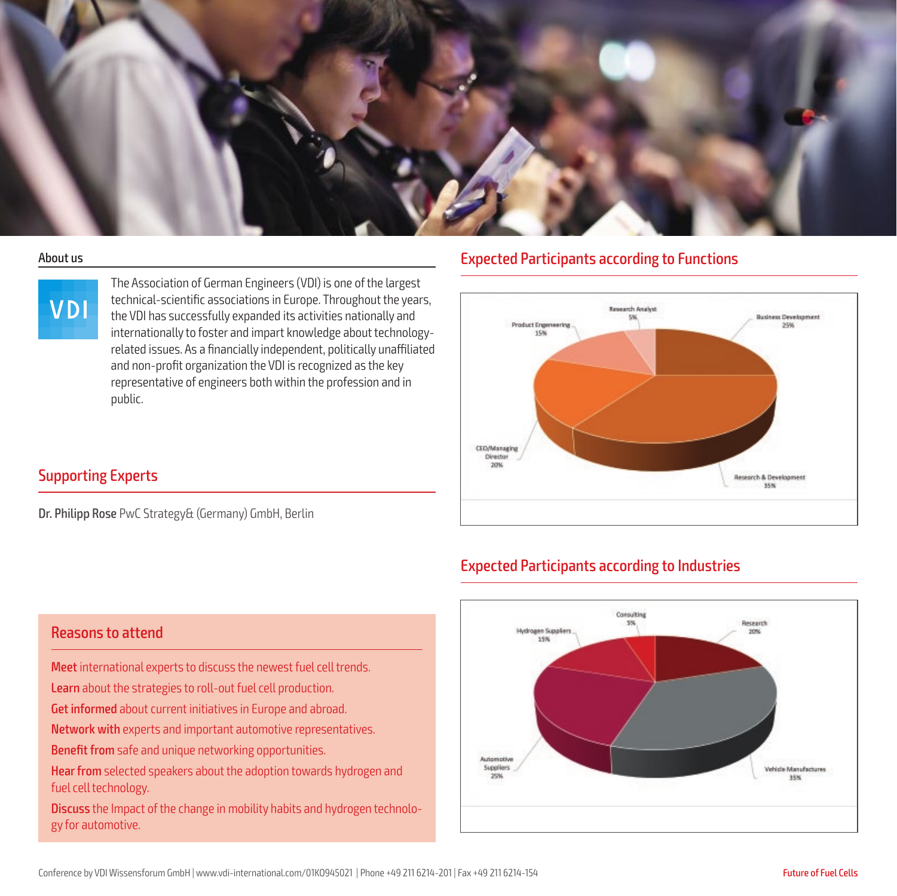## About us

The Association of German Engineers (VDI) is one of the largest technical-scientific associations in Europe. Throughout the years, the VDI has successfully expanded its activities nationally and internationally to foster and impart knowledge about technology-related issues. As a financially independent, politically unaffiliated and non-profit organization the VDI is recognized as the key representative of engineers both within the profession and in public.

## Supporting Experts

**Dr. Philipp Rose** PwC Strategy& (Germany) GmbH, Berlin

## Reasons to attend

**Meet** international experts to discuss the newest fuel cell trends.

**Learn** about the strategies to roll-out fuel cell production.

**Get informed** about current initiatives in Europe and abroad.

**Network with** experts and important automotive representatives.

**Benefit from** safe and unique networking opportunities.

**Hear from** selected speakers about the adoption towards hydrogen and fuel cell technology.

**Discuss** the Impact of the change in mobility habits and hydrogen technology for automotive.

## Expected Participants according to Functions

- Research Analyst 5%
- Business Development 25%
- Product Engineering 15%
- CEO/Managing Director 20%
- Research & Development 35%

## Expected Participants according to Industries

- Consulting 5%
- Research 20%
- Hydrogen Suppliers 15%
- Automotive Suppliers 25%
- Vehicle Manufactures 35%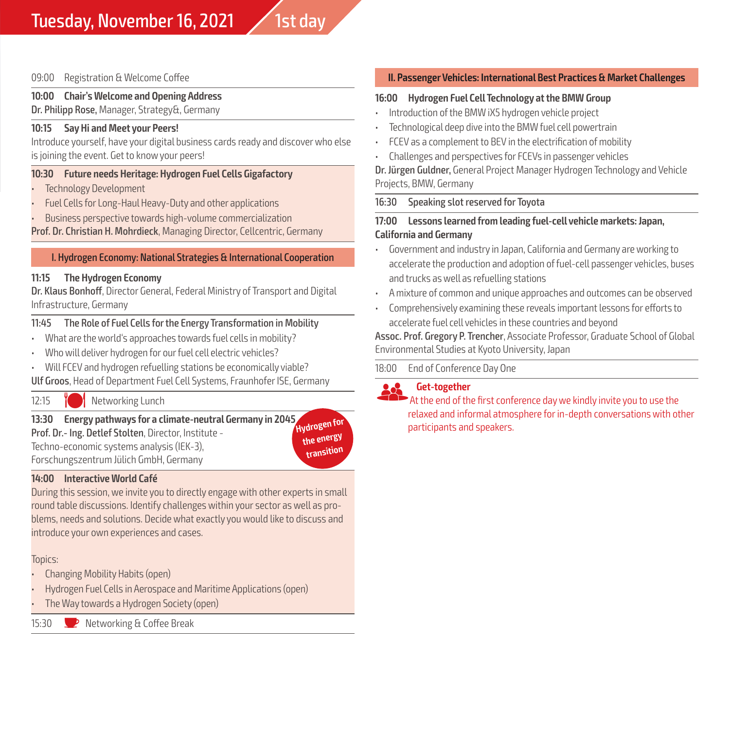# Tuesday, November 16, 2021 — 1st day

09:00 Registration & Welcome Coffee

**10:00 Chair's Welcome and Opening Address**
**Dr. Philipp Rose,** Manager, Strategy&, Germany

**10:15 Say Hi and Meet your Peers!**
Introduce yourself, have your digital business cards ready and discover who else is joining the event. Get to know your peers!

**10:30 Future needs Heritage: Hydrogen Fuel Cells Gigafactory**

- Technology Development
- Fuel Cells for Long-Haul Heavy-Duty and other applications
- Business perspective towards high-volume commercialization

**Prof. Dr. Christian H. Mohrdieck**, Managing Director, Cellcentric, Germany

## I. Hydrogen Economy: National Strategies & International Cooperation

**11:15 The Hydrogen Economy**
**Dr. Klaus Bonhoff**, Director General, Federal Ministry of Transport and Digital Infrastructure, Germany

**11:45 The Role of Fuel Cells for the Energy Transformation in Mobility**

- What are the world's approaches towards fuel cells in mobility?
- Who will deliver hydrogen for our fuel cell electric vehicles?
- Will FCEV and hydrogen refuelling stations be economically viable?

**Ulf Groos**, Head of Department Fuel Cell Systems, Fraunhofer ISE, Germany

12:15 Networking Lunch

**13:30 Energy pathways for a climate-neutral Germany in 2045**
**Prof. Dr.- Ing. Detlef Stolten**, Director, Institute - Techno-economic systems analysis (IEK-3), Forschungszentrum Jülich GmbH, Germany

Hydrogen for the energy transition

**14:00 Interactive World Café**
During this session, we invite you to directly engage with other experts in small round table discussions. Identify challenges within your sector as well as problems, needs and solutions. Decide what exactly you would like to discuss and introduce your own experiences and cases.

Topics:

- Changing Mobility Habits (open)
- Hydrogen Fuel Cells in Aerospace and Maritime Applications (open)
- The Way towards a Hydrogen Society (open)

15:30 Networking & Coffee Break

## II. Passenger Vehicles: International Best Practices & Market Challenges

**16:00 Hydrogen Fuel Cell Technology at the BMW Group**

- Introduction of the BMW iX5 hydrogen vehicle project
- Technological deep dive into the BMW fuel cell powertrain
- FCEV as a complement to BEV in the electrification of mobility
- Challenges and perspectives for FCEVs in passenger vehicles

**Dr. Jürgen Guldner,** General Project Manager Hydrogen Technology and Vehicle Projects, BMW, Germany

**16:30 Speaking slot reserved for Toyota**

**17:00 Lessons learned from leading fuel-cell vehicle markets: Japan, California and Germany**

- Government and industry in Japan, California and Germany are working to accelerate the production and adoption of fuel-cell passenger vehicles, buses and trucks as well as refuelling stations
- A mixture of common and unique approaches and outcomes can be observed
- Comprehensively examining these reveals important lessons for efforts to accelerate fuel cell vehicles in these countries and beyond

**Assoc. Prof. Gregory P. Trencher**, Associate Professor, Graduate School of Global Environmental Studies at Kyoto University, Japan

18:00 End of Conference Day One

**Get-together**
At the end of the first conference day we kindly invite you to use the relaxed and informal atmosphere for in-depth conversations with other participants and speakers.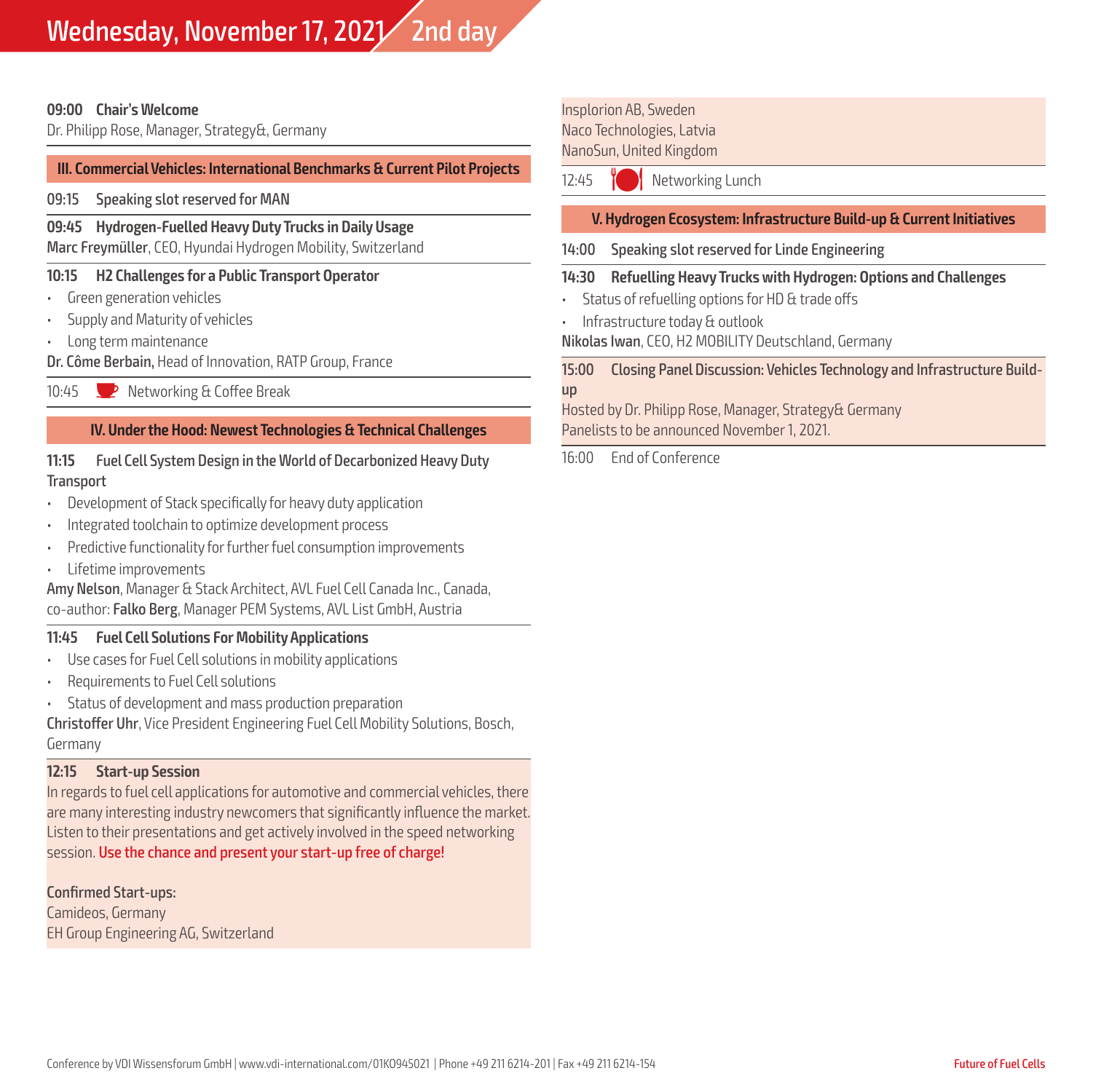# Wednesday, November 17, 2021 / 2nd day

**09:00 Chair's Welcome**
Dr. Philipp Rose, Manager, Strategy&, Germany

## III. Commercial Vehicles: International Benchmarks & Current Pilot Projects

**09:15 Speaking slot reserved for MAN**

**09:45 Hydrogen-Fuelled Heavy Duty Trucks in Daily Usage**
**Marc Freymüller**, CEO, Hyundai Hydrogen Mobility, Switzerland

**10:15 H2 Challenges for a Public Transport Operator**

- Green generation vehicles
- Supply and Maturity of vehicles
- Long term maintenance

**Dr. Côme Berbain,** Head of Innovation, RATP Group, France

10:45 Networking & Coffee Break

## IV. Under the Hood: Newest Technologies & Technical Challenges

**11:15 Fuel Cell System Design in the World of Decarbonized Heavy Duty Transport**

- Development of Stack specifically for heavy duty application
- Integrated toolchain to optimize development process
- Predictive functionality for further fuel consumption improvements
- Lifetime improvements

**Amy Nelson**, Manager & Stack Architect, AVL Fuel Cell Canada Inc., Canada,
co-author: **Falko Berg**, Manager PEM Systems, AVL List GmbH, Austria

**11:45 Fuel Cell Solutions For Mobility Applications**

- Use cases for Fuel Cell solutions in mobility applications
- Requirements to Fuel Cell solutions
- Status of development and mass production preparation

**Christoffer Uhr**, Vice President Engineering Fuel Cell Mobility Solutions, Bosch, Germany

**12:15 Start-up Session**
In regards to fuel cell applications for automotive and commercial vehicles, there are many interesting industry newcomers that significantly influence the market. Listen to their presentations and get actively involved in the speed networking session. **Use the chance and present your start-up free of charge!**

**Confirmed Start-ups:**
Camideos, Germany
EH Group Engineering AG, Switzerland
Insplorion AB, Sweden
Naco Technologies, Latvia
NanoSun, United Kingdom

12:45 Networking Lunch

## V. Hydrogen Ecosystem: Infrastructure Build-up & Current Initiatives

**14:00 Speaking slot reserved for Linde Engineering**

**14:30 Refuelling Heavy Trucks with Hydrogen: Options and Challenges**

- Status of refuelling options for HD & trade offs
- Infrastructure today & outlook

**Nikolas Iwan**, CEO, H2 MOBILITY Deutschland, Germany

**15:00 Closing Panel Discussion: Vehicles Technology and Infrastructure Build-up**
Hosted by Dr. Philipp Rose, Manager, Strategy& Germany
Panelists to be announced November 1, 2021.

16:00 End of Conference

Conference by VDI Wissensforum GmbH | www.vdi-international.com/01KO945021 | Phone +49 211 6214-201 | Fax +49 211 6214-154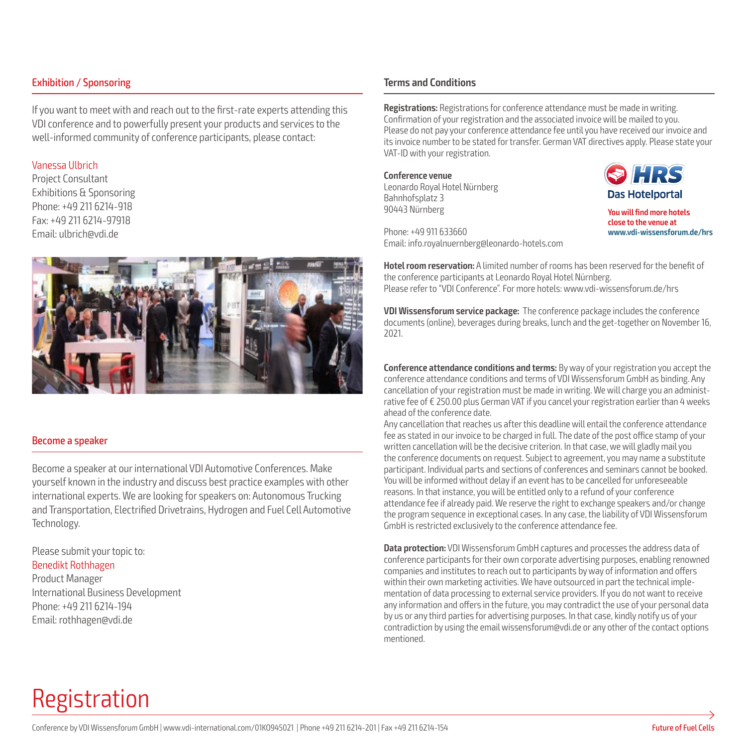## Exhibition / Sponsoring

If you want to meet with and reach out to the first-rate experts attending this VDI conference and to powerfully present your products and services to the well-informed community of conference participants, please contact:

Vanessa Ulbrich
Project Consultant
Exhibitions & Sponsoring
Phone: +49 211 6214-918
Fax: +49 211 6214-97918
Email: ulbrich@vdi.de

## Become a speaker

Become a speaker at our international VDI Automotive Conferences. Make yourself known in the industry and discuss best practice examples with other international experts. We are looking for speakers on: Autonomous Trucking and Transportation, Electrified Drivetrains, Hydrogen and Fuel Cell Automotive Technology.

Please submit your topic to:
Benedikt Rothhagen
Product Manager
International Business Development
Phone: +49 211 6214-194
Email: rothhagen@vdi.de

## Terms and Conditions

**Registrations:** Registrations for conference attendance must be made in writing. Confirmation of your registration and the associated invoice will be mailed to you. Please do not pay your conference attendance fee until you have received our invoice and its invoice number to be stated for transfer. German VAT directives apply. Please state your VAT-ID with your registration.

**Conference venue**
Leonardo Royal Hotel Nürnberg
Bahnhofsplatz 3
90443 Nürnberg

Phone: +49 911 633660
Email: info.royalnuernberg@leonardo-hotels.com

HRS Das Hotelportal

You will find more hotels close to the venue at www.vdi-wissensforum.de/hrs

**Hotel room reservation:** A limited number of rooms has been reserved for the benefit of the conference participants at Leonardo Royal Hotel Nürnberg.
Please refer to "VDI Conference". For more hotels: www.vdi-wissensforum.de/hrs

**VDI Wissensforum service package:** The conference package includes the conference documents (online), beverages during breaks, lunch and the get-together on November 16, 2021.

**Conference attendance conditions and terms:** By way of your registration you accept the conference attendance conditions and terms of VDI Wissensforum GmbH as binding. Any cancellation of your registration must be made in writing. We will charge you an administrative fee of € 250.00 plus German VAT if you cancel your registration earlier than 4 weeks ahead of the conference date.
Any cancellation that reaches us after this deadline will entail the conference attendance fee as stated in our invoice to be charged in full. The date of the post office stamp of your written cancellation will be the decisive criterion. In that case, we will gladly mail you the conference documents on request. Subject to agreement, you may name a substitute participant. Individual parts and sections of conferences and seminars cannot be booked. You will be informed without delay if an event has to be cancelled for unforeseeable reasons. In that instance, you will be entitled only to a refund of your conference attendance fee if already paid. We reserve the right to exchange speakers and/or change the program sequence in exceptional cases. In any case, the liability of VDI Wissensforum GmbH is restricted exclusively to the conference attendance fee.

**Data protection:** VDI Wissensforum GmbH captures and processes the address data of conference participants for their own corporate advertising purposes, enabling renowned companies and institutes to reach out to participants by way of information and offers within their own marketing activities. We have outsourced in part the technical implementation of data processing to external service providers. If you do not want to receive any information and offers in the future, you may contradict the use of your personal data by us or any third parties for advertising purposes. In that case, kindly notify us of your contradiction by using the email wissensforum@vdi.de or any other of the contact options mentioned.

# Registration

Conference by VDI Wissensforum GmbH | www.vdi-international.com/01KO945021 | Phone +49 211 6214-201 | Fax +49 211 6214-154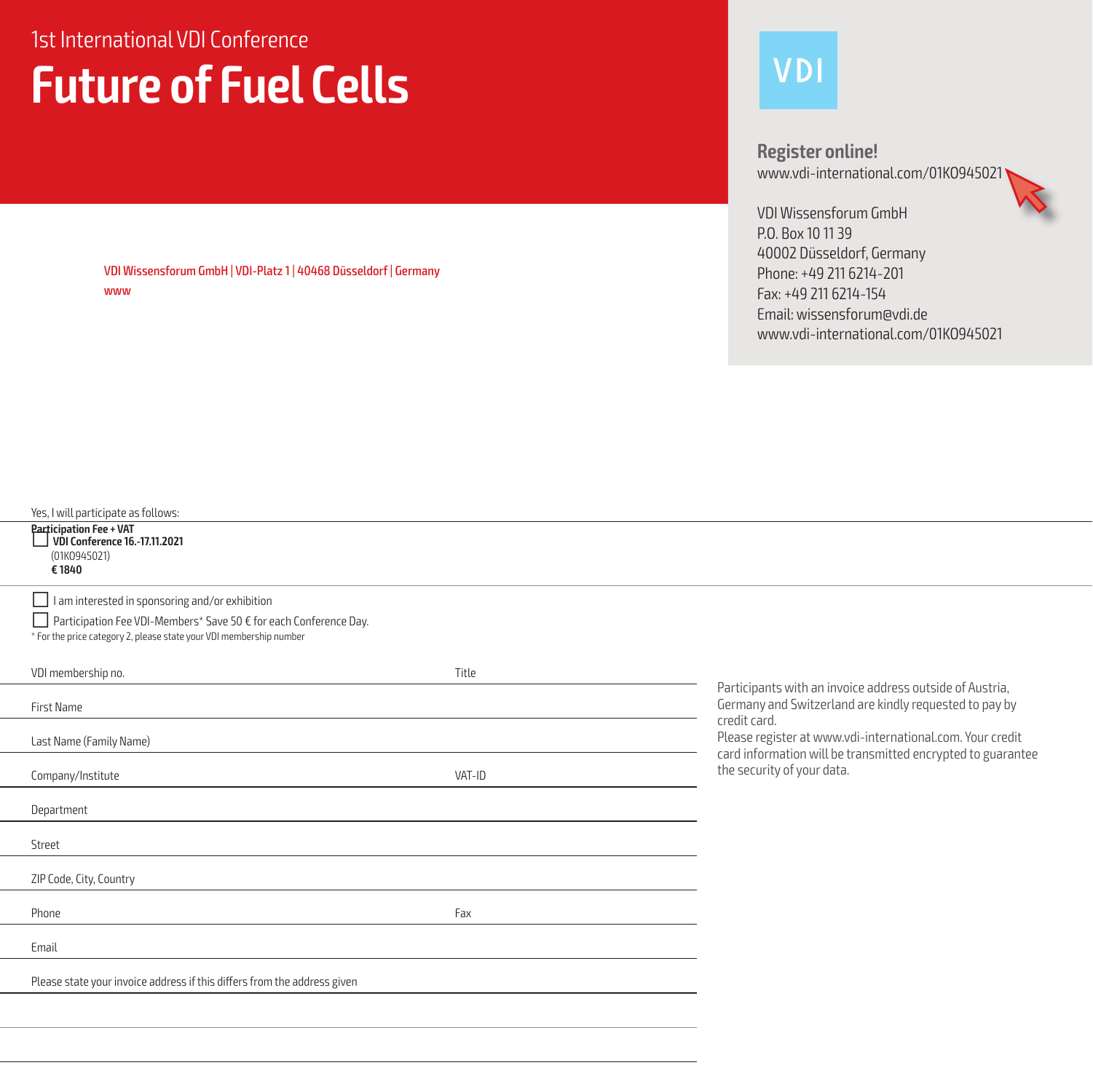1st International VDI Conference

# Future of Fuel Cells

VDI

**Register online!**
www.vdi-international.com/01KO945021

VDI Wissensforum GmbH
P.O. Box 10 11 39
40002 Düsseldorf, Germany
Phone: +49 211 6214-201
Fax: +49 211 6214-154
Email: wissensforum@vdi.de
www.vdi-international.com/01KO945021

VDI Wissensforum GmbH | VDI-Platz 1 | 40468 Düsseldorf | Germany
www

Yes, I will participate as follows:

**Participation Fee + VAT**

☐ **VDI Conference 16.-17.11.2021**
(01KO945021)
**€ 1840**

☐ I am interested in sponsoring and/or exhibition

☐ Participation Fee VDI-Members* Save 50 € for each Conference Day.

* For the price category 2, please state your VDI membership number

VDI membership no. | Title

First Name

Last Name (Family Name)

Company/Institute | VAT-ID

Department

Street

ZIP Code, City, Country

Phone | Fax

Email

Please state your invoice address if this differs from the address given

Participants with an invoice address outside of Austria, Germany and Switzerland are kindly requested to pay by credit card.
Please register at www.vdi-international.com. Your credit card information will be transmitted encrypted to guarantee the security of your data.